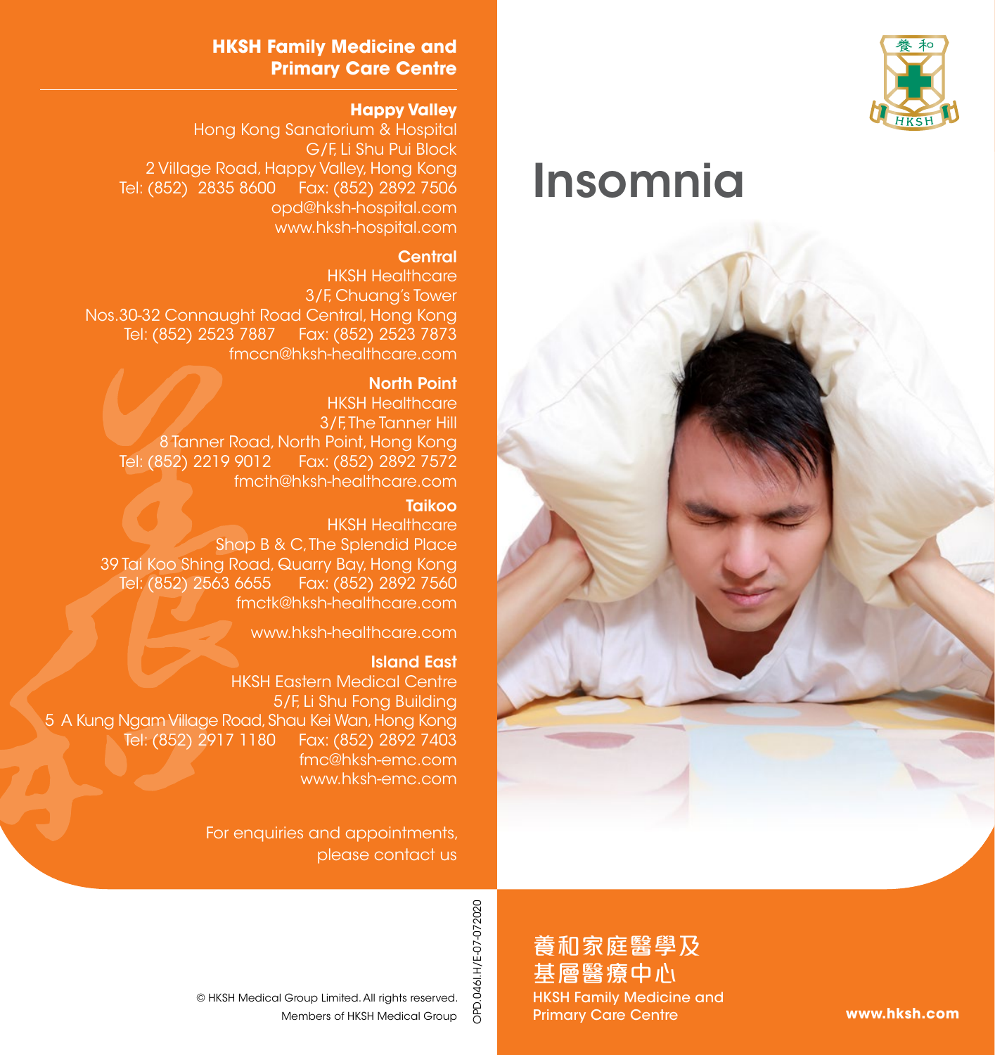# Insomnia

## HKSH Family Medicine and Primary Care Centre

**Happy Valley**

Hong Kong Sanatorium & Hospital
G/F, Li Shu Pui Block
2 Village Road, Happy Valley, Hong Kong
Tel: (852) 2835 8600 Fax: (852) 2892 7506
opd@hksh-hospital.com
www.hksh-hospital.com

**Central**

HKSH Healthcare
3/F, Chuang's Tower
Nos.30-32 Connaught Road Central, Hong Kong
Tel: (852) 2523 7887 Fax: (852) 2523 7873
fmccn@hksh-healthcare.com

**North Point**

HKSH Healthcare
3/F, The Tanner Hill
8 Tanner Road, North Point, Hong Kong
Tel: (852) 2219 9012 Fax: (852) 2892 7572
fmcth@hksh-healthcare.com

**Taikoo**

HKSH Healthcare
Shop B & C, The Splendid Place
39 Tai Koo Shing Road, Quarry Bay, Hong Kong
Tel: (852) 2563 6655 Fax: (852) 2892 7560
fmctk@hksh-healthcare.com

www.hksh-healthcare.com

**Island East**

HKSH Eastern Medical Centre
5/F, Li Shu Fong Building
5 A Kung Ngam Village Road, Shau Kei Wan, Hong Kong
Tel: (852) 2917 1180 Fax: (852) 2892 7403
fmc@hksh-emc.com
www.hksh-emc.com

For enquiries and appointments, please contact us

© HKSH Medical Group Limited. All rights reserved.
Members of HKSH Medical Group

OPD.046I.H/E-07-072020

養和家庭醫學及基層醫療中心
HKSH Family Medicine and Primary Care Centre

www.hksh.com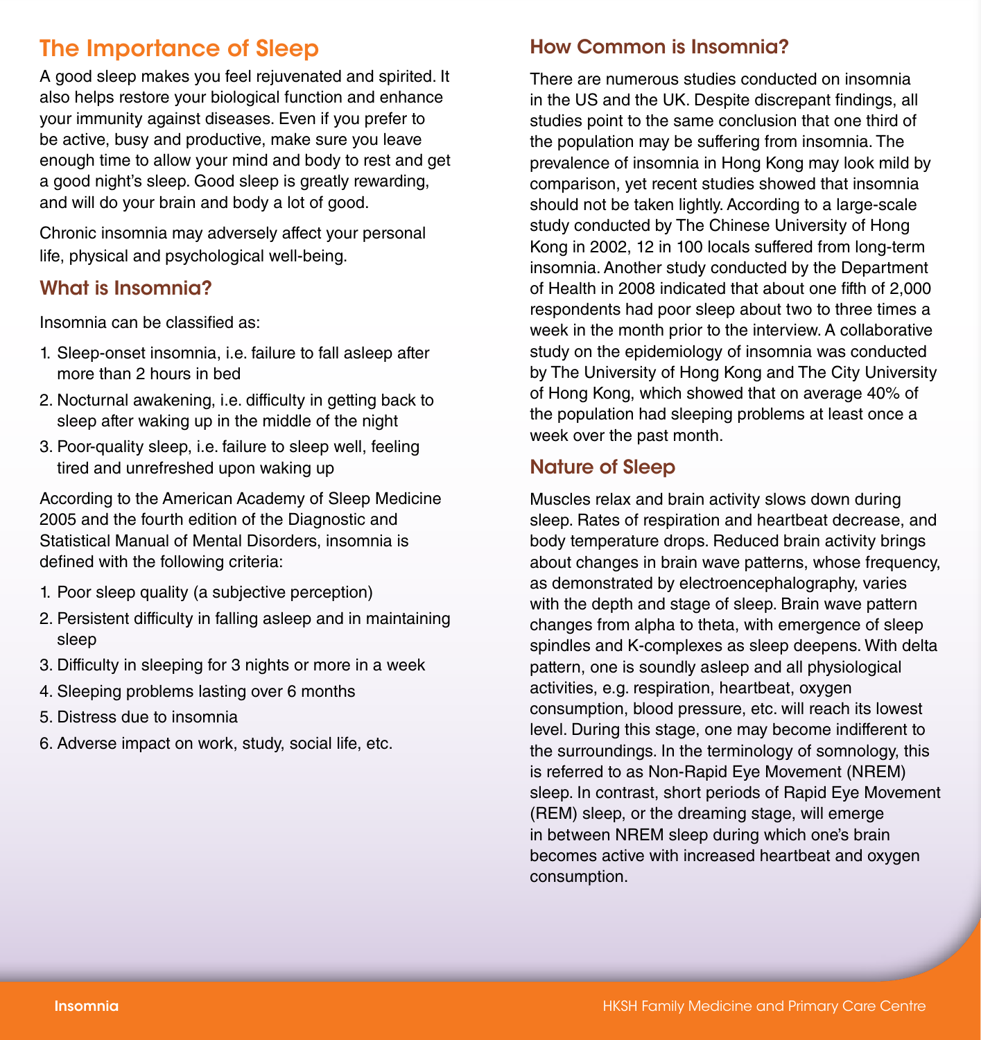## The Importance of Sleep

A good sleep makes you feel rejuvenated and spirited. It also helps restore your biological function and enhance your immunity against diseases. Even if you prefer to be active, busy and productive, make sure you leave enough time to allow your mind and body to rest and get a good night's sleep. Good sleep is greatly rewarding, and will do your brain and body a lot of good.

Chronic insomnia may adversely affect your personal life, physical and psychological well-being.

### What is Insomnia?

Insomnia can be classified as:

1. Sleep-onset insomnia, i.e. failure to fall asleep after more than 2 hours in bed
2. Nocturnal awakening, i.e. difficulty in getting back to sleep after waking up in the middle of the night
3. Poor-quality sleep, i.e. failure to sleep well, feeling tired and unrefreshed upon waking up

According to the American Academy of Sleep Medicine 2005 and the fourth edition of the Diagnostic and Statistical Manual of Mental Disorders, insomnia is defined with the following criteria:

1. Poor sleep quality (a subjective perception)
2. Persistent difficulty in falling asleep and in maintaining sleep
3. Difficulty in sleeping for 3 nights or more in a week
4. Sleeping problems lasting over 6 months
5. Distress due to insomnia
6. Adverse impact on work, study, social life, etc.

### How Common is Insomnia?

There are numerous studies conducted on insomnia in the US and the UK. Despite discrepant findings, all studies point to the same conclusion that one third of the population may be suffering from insomnia. The prevalence of insomnia in Hong Kong may look mild by comparison, yet recent studies showed that insomnia should not be taken lightly. According to a large-scale study conducted by The Chinese University of Hong Kong in 2002, 12 in 100 locals suffered from long-term insomnia. Another study conducted by the Department of Health in 2008 indicated that about one fifth of 2,000 respondents had poor sleep about two to three times a week in the month prior to the interview. A collaborative study on the epidemiology of insomnia was conducted by The University of Hong Kong and The City University of Hong Kong, which showed that on average 40% of the population had sleeping problems at least once a week over the past month.

### Nature of Sleep

Muscles relax and brain activity slows down during sleep. Rates of respiration and heartbeat decrease, and body temperature drops. Reduced brain activity brings about changes in brain wave patterns, whose frequency, as demonstrated by electroencephalography, varies with the depth and stage of sleep. Brain wave pattern changes from alpha to theta, with emergence of sleep spindles and K-complexes as sleep deepens. With delta pattern, one is soundly asleep and all physiological activities, e.g. respiration, heartbeat, oxygen consumption, blood pressure, etc. will reach its lowest level. During this stage, one may become indifferent to the surroundings. In the terminology of somnology, this is referred to as Non-Rapid Eye Movement (NREM) sleep. In contrast, short periods of Rapid Eye Movement (REM) sleep, or the dreaming stage, will emerge in between NREM sleep during which one's brain becomes active with increased heartbeat and oxygen consumption.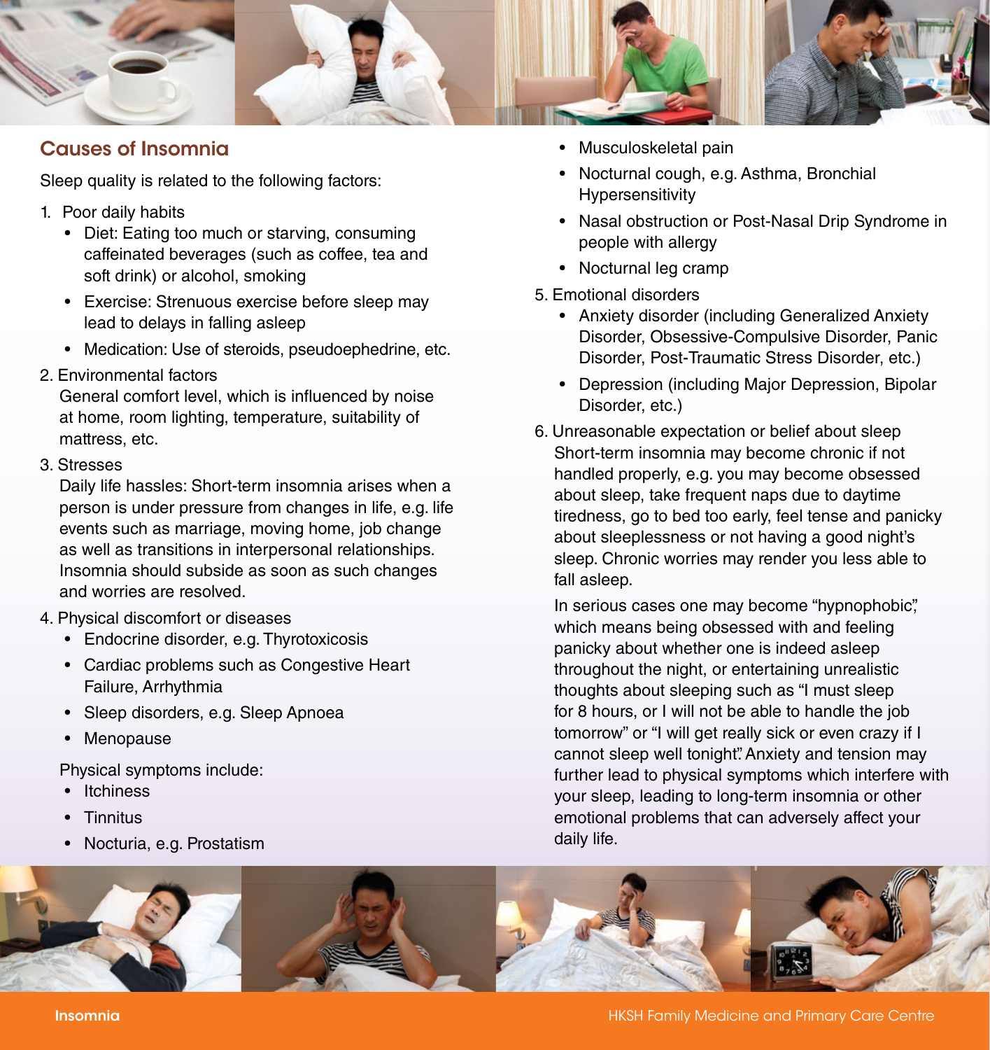## Causes of Insomnia

Sleep quality is related to the following factors:

1. Poor daily habits
   - Diet: Eating too much or starving, consuming caffeinated beverages (such as coffee, tea and soft drink) or alcohol, smoking
   - Exercise: Strenuous exercise before sleep may lead to delays in falling asleep
   - Medication: Use of steroids, pseudoephedrine, etc.
2. Environmental factors

   General comfort level, which is influenced by noise at home, room lighting, temperature, suitability of mattress, etc.
3. Stresses

   Daily life hassles: Short-term insomnia arises when a person is under pressure from changes in life, e.g. life events such as marriage, moving home, job change as well as transitions in interpersonal relationships. Insomnia should subside as soon as such changes and worries are resolved.
4. Physical discomfort or diseases
   - Endocrine disorder, e.g. Thyrotoxicosis
   - Cardiac problems such as Congestive Heart Failure, Arrhythmia
   - Sleep disorders, e.g. Sleep Apnoea
   - Menopause

   Physical symptoms include:
   - Itchiness
   - Tinnitus
   - Nocturia, e.g. Prostatism
   - Musculoskeletal pain
   - Nocturnal cough, e.g. Asthma, Bronchial Hypersensitivity
   - Nasal obstruction or Post-Nasal Drip Syndrome in people with allergy
   - Nocturnal leg cramp
5. Emotional disorders
   - Anxiety disorder (including Generalized Anxiety Disorder, Obsessive-Compulsive Disorder, Panic Disorder, Post-Traumatic Stress Disorder, etc.)
   - Depression (including Major Depression, Bipolar Disorder, etc.)
6. Unreasonable expectation or belief about sleep

   Short-term insomnia may become chronic if not handled properly, e.g. you may become obsessed about sleep, take frequent naps due to daytime tiredness, go to bed too early, feel tense and panicky about sleeplessness or not having a good night's sleep. Chronic worries may render you less able to fall asleep.

   In serious cases one may become "hypnophobic", which means being obsessed with and feeling panicky about whether one is indeed asleep throughout the night, or entertaining unrealistic thoughts about sleeping such as "I must sleep for 8 hours, or I will not be able to handle the job tomorrow" or "I will get really sick or even crazy if I cannot sleep well tonight." Anxiety and tension may further lead to physical symptoms which interfere with your sleep, leading to long-term insomnia or other emotional problems that can adversely affect your daily life.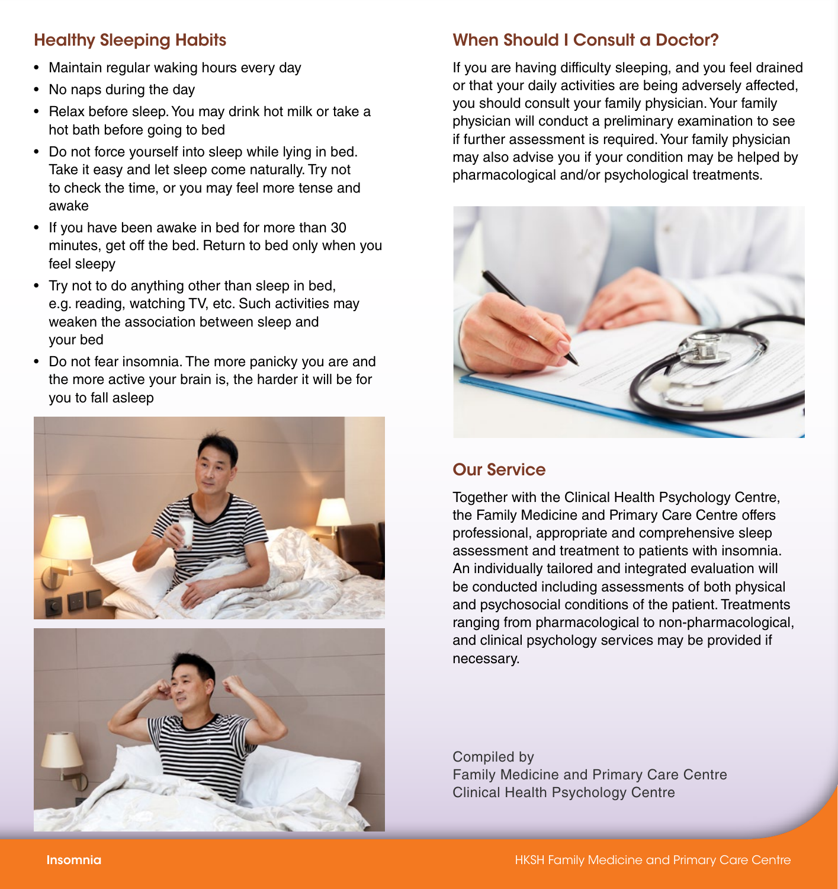## Healthy Sleeping Habits

- Maintain regular waking hours every day
- No naps during the day
- Relax before sleep. You may drink hot milk or take a hot bath before going to bed
- Do not force yourself into sleep while lying in bed. Take it easy and let sleep come naturally. Try not to check the time, or you may feel more tense and awake
- If you have been awake in bed for more than 30 minutes, get off the bed. Return to bed only when you feel sleepy
- Try not to do anything other than sleep in bed, e.g. reading, watching TV, etc. Such activities may weaken the association between sleep and your bed
- Do not fear insomnia. The more panicky you are and the more active your brain is, the harder it will be for you to fall asleep

## When Should I Consult a Doctor?

If you are having difficulty sleeping, and you feel drained or that your daily activities are being adversely affected, you should consult your family physician. Your family physician will conduct a preliminary examination to see if further assessment is required. Your family physician may also advise you if your condition may be helped by pharmacological and/or psychological treatments.

## Our Service

Together with the Clinical Health Psychology Centre, the Family Medicine and Primary Care Centre offers professional, appropriate and comprehensive sleep assessment and treatment to patients with insomnia. An individually tailored and integrated evaluation will be conducted including assessments of both physical and psychosocial conditions of the patient. Treatments ranging from pharmacological to non-pharmacological, and clinical psychology services may be provided if necessary.

Compiled by
Family Medicine and Primary Care Centre
Clinical Health Psychology Centre